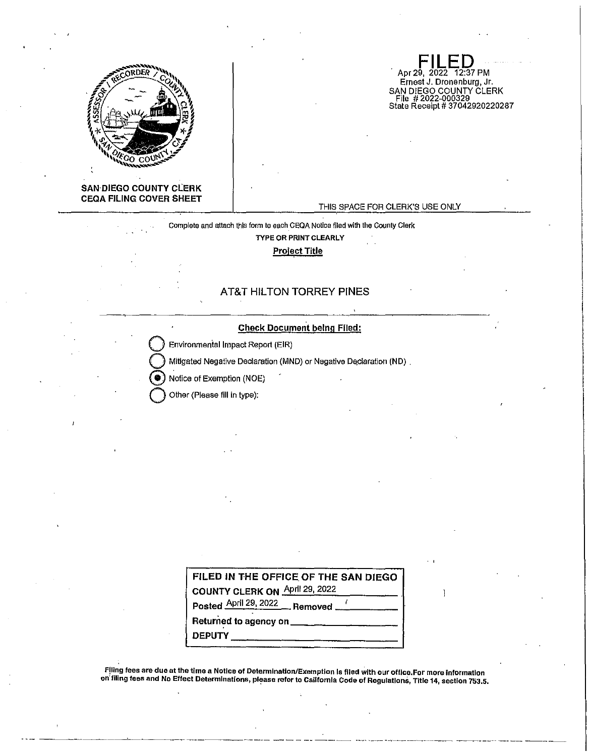**SAN DIEGO COUNTY CLERK**
**CEQA FILING COVER SHEET**

**FILED**
Apr 29, 2022 12:37 PM
Ernest J. Dronenburg, Jr.
SAN DIEGO COUNTY CLERK
File # 2022-000329
State Receipt # 37042920220287

THIS SPACE FOR CLERK'S USE ONLY

Complete and attach this form to each CEQA Notice filed with the County Clerk

**TYPE OR PRINT CLEARLY**

**Project Title**

AT&T HILTON TORREY PINES

**Check Document being Filed:**

- ○ Environmental Impact Report (EIR)
- ○ Mitigated Negative Declaration (MND) or Negative Declaration (ND)
- ● Notice of Exemption (NOE)
- ○ Other (Please fill in type):

**FILED IN THE OFFICE OF THE SAN DIEGO COUNTY CLERK ON** April 29, 2022
**Posted** April 29, 2022 **Removed** ______
**Returned to agency on** ______
**DEPUTY** ______

**Filing fees are due at the time a Notice of Determination/Exemption is filed with our office. For more information on filing fees and No Effect Determinations, please refer to California Code of Regulations, Title 14, section 753.5.**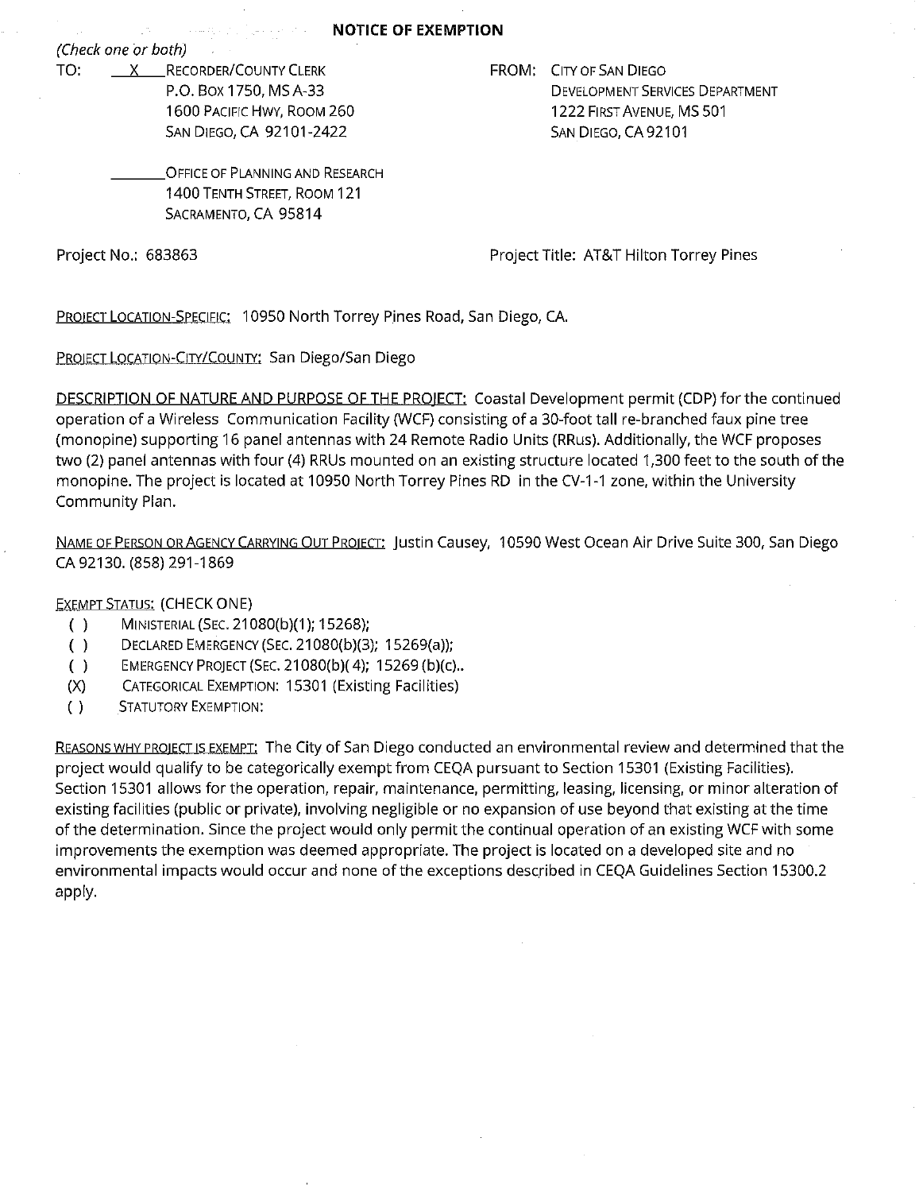# NOTICE OF EXEMPTION

*(Check one or both)*

TO: __X__ RECORDER/COUNTY CLERK
P.O. BOX 1750, MS A-33
1600 PACIFIC HWY, ROOM 260
SAN DIEGO, CA 92101-2422

_______ OFFICE OF PLANNING AND RESEARCH
1400 TENTH STREET, ROOM 121
SACRAMENTO, CA 95814

FROM: CITY OF SAN DIEGO
DEVELOPMENT SERVICES DEPARTMENT
1222 FIRST AVENUE, MS 501
SAN DIEGO, CA 92101

Project No.: 683863

Project Title: AT&T Hilton Torrey Pines

PROJECT LOCATION-SPECIFIC: 10950 North Torrey Pines Road, San Diego, CA.

PROJECT LOCATION-CITY/COUNTY: San Diego/San Diego

DESCRIPTION OF NATURE AND PURPOSE OF THE PROJECT: Coastal Development permit (CDP) for the continued operation of a Wireless Communication Facility (WCF) consisting of a 30-foot tall re-branched faux pine tree (monopine) supporting 16 panel antennas with 24 Remote Radio Units (RRus). Additionally, the WCF proposes two (2) panel antennas with four (4) RRUs mounted on an existing structure located 1,300 feet to the south of the monopine. The project is located at 10950 North Torrey Pines RD in the CV-1-1 zone, within the University Community Plan.

NAME OF PERSON OR AGENCY CARRYING OUT PROJECT: Justin Causey, 10590 West Ocean Air Drive Suite 300, San Diego CA 92130. (858) 291-1869

EXEMPT STATUS: (CHECK ONE)

- ( ) MINISTERIAL (SEC. 21080(b)(1); 15268);
- ( ) DECLARED EMERGENCY (SEC. 21080(b)(3); 15269(a));
- ( ) EMERGENCY PROJECT (SEC. 21080(b)(4); 15269 (b)(c)..
- (X) CATEGORICAL EXEMPTION: 15301 (Existing Facilities)
- ( ) STATUTORY EXEMPTION:

REASONS WHY PROJECT IS EXEMPT: The City of San Diego conducted an environmental review and determined that the project would qualify to be categorically exempt from CEQA pursuant to Section 15301 (Existing Facilities). Section 15301 allows for the operation, repair, maintenance, permitting, leasing, licensing, or minor alteration of existing facilities (public or private), involving negligible or no expansion of use beyond that existing at the time of the determination. Since the project would only permit the continual operation of an existing WCF with some improvements the exemption was deemed appropriate. The project is located on a developed site and no environmental impacts would occur and none of the exceptions described in CEQA Guidelines Section 15300.2 apply.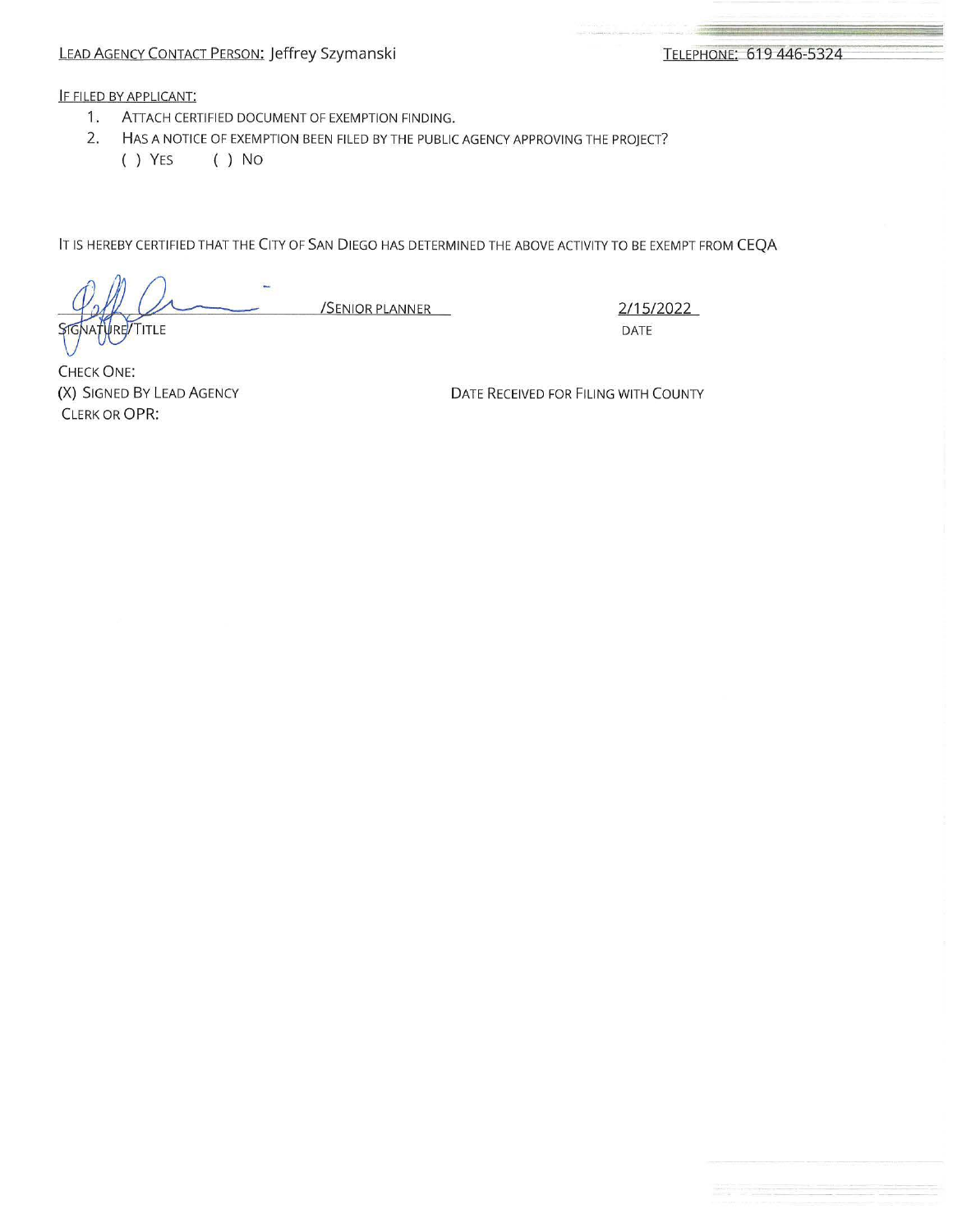LEAD AGENCY CONTACT PERSON: Jeffrey Szymanski

TELEPHONE: 619 446-5324

IF FILED BY APPLICANT:

1. ATTACH CERTIFIED DOCUMENT OF EXEMPTION FINDING.
2. HAS A NOTICE OF EXEMPTION BEEN FILED BY THE PUBLIC AGENCY APPROVING THE PROJECT?

   ( ) YES     ( ) NO

IT IS HEREBY CERTIFIED THAT THE CITY OF SAN DIEGO HAS DETERMINED THE ABOVE ACTIVITY TO BE EXEMPT FROM CEQA

/SENIOR PLANNER

SIGNATURE/TITLE

2/15/2022

DATE

CHECK ONE:

(X) SIGNED BY LEAD AGENCY

CLERK OR OPR:

DATE RECEIVED FOR FILING WITH COUNTY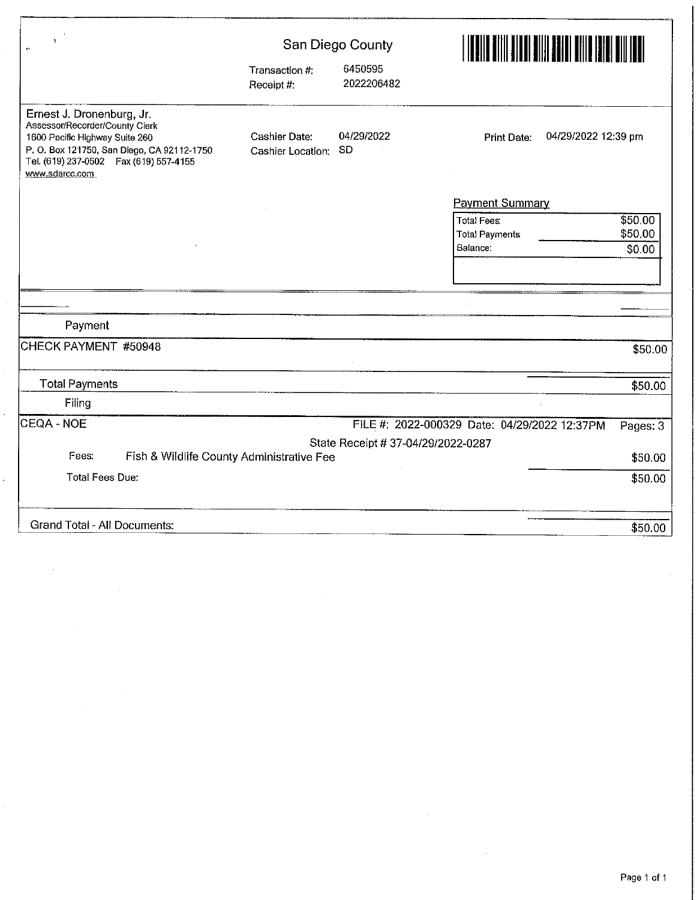# San Diego County

| | |
|---|---|
| Transaction #: | 6450595 |
| Receipt #: | 2022206482 |

Ernest J. Dronenburg, Jr.
Assessor/Recorder/County Clerk
1600 Pacific Highway Suite 260
P. O. Box 121750, San Diego, CA 92112-1750
Tel. (619) 237-0502 Fax (619) 557-4155
www.sdarcc.com

| | |
|---|---|
| Cashier Date: | 04/29/2022 |
| Cashier Location: | SD |

Print Date: 04/29/2022 12:39 pm

**Payment Summary**

| | |
|---|---|
| Total Fees | $50.00 |
| Total Payments | $50.00 |
| Balance: | $0.00 |

**Payment**

| | |
|---|---|
| CHECK PAYMENT #50948 | $50.00 |
| Total Payments | $50.00 |

**Filing**

CEQA - NOE — FILE #: 2022-000329 Date: 04/29/2022 12:37PM Pages: 3

State Receipt # 37-04/29/2022-0287

| | | |
|---|---|---|
| Fees: | Fish & Wildlife County Administrative Fee | $50.00 |
| Total Fees Due: | | $50.00 |

| | |
|---|---|
| Grand Total - All Documents: | $50.00 |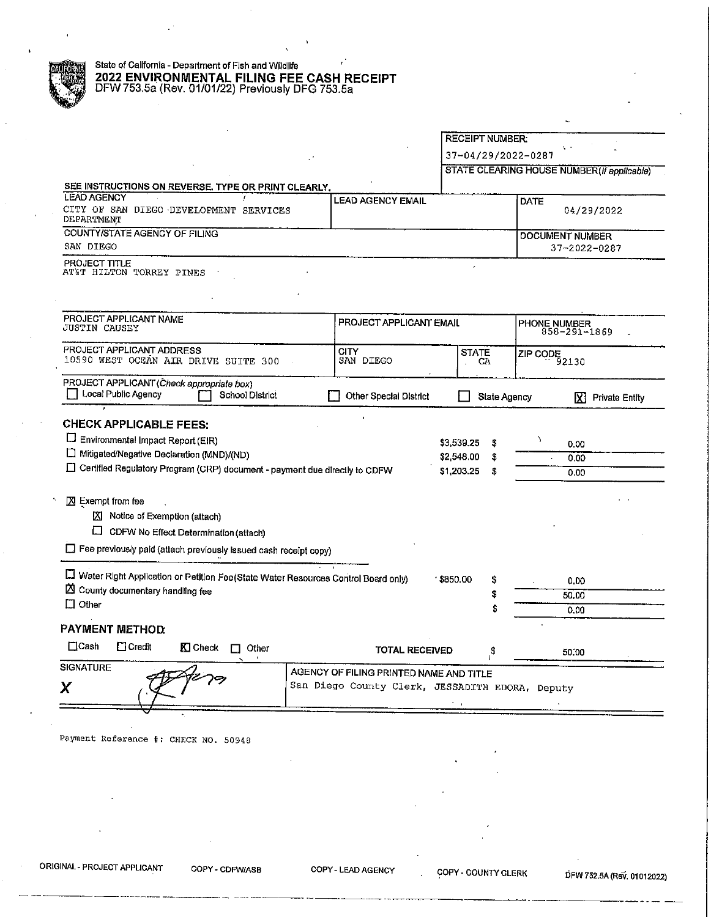State of California - Department of Fish and Wildlife

# 2022 ENVIRONMENTAL FILING FEE CASH RECEIPT

DFW 753.5a (Rev. 01/01/22) Previously DFG 753.5a

RECEIPT NUMBER: 37-04/29/2022-0287

STATE CLEARING HOUSE NUMBER (*if applicable*)

SEE INSTRUCTIONS ON REVERSE. TYPE OR PRINT CLEARLY.

| LEAD AGENCY | LEAD AGENCY EMAIL | DATE |
|---|---|---|
| CITY OF SAN DIEGO DEVELOPMENT SERVICES DEPARTMENT | | 04/29/2022 |

| COUNTY/STATE AGENCY OF FILING | DOCUMENT NUMBER |
|---|---|
| SAN DIEGO | 37-2022-0287 |

PROJECT TITLE
AT&T HILTON TORREY PINES

| PROJECT APPLICANT NAME | PROJECT APPLICANT EMAIL | PHONE NUMBER |
|---|---|---|
| JUSTIN CAUSEY | | 858-291-1869 |

| PROJECT APPLICANT ADDRESS | CITY | STATE | ZIP CODE |
|---|---|---|---|
| 10590 WEST OCEAN AIR DRIVE SUITE 300 | SAN DIEGO | CA | 92130 |

PROJECT APPLICANT (*Check appropriate box*)

☐ Local Public Agency ☐ School District ☐ Other Special District ☐ State Agency ☒ Private Entity

## CHECK APPLICABLE FEES:

| | | |
|---|---|---|
| ☐ Environmental Impact Report (EIR) | $3,539.25 | $ 0.00 |
| ☐ Mitigated/Negative Declaration (MND)/(ND) | $2,548.00 | $ 0.00 |
| ☐ Certified Regulatory Program (CRP) document - payment due directly to CDFW | $1,203.25 | $ 0.00 |

☒ Exempt from fee

- ☒ Notice of Exemption (attach)
- ☐ CDFW No Effect Determination (attach)

☐ Fee previously paid (attach previously issued cash receipt copy)

| | | |
|---|---|---|
| ☐ Water Right Application or Petition Fee (State Water Resources Control Board only) | $850.00 | $ 0.00 |
| ☒ County documentary handling fee | | $ 50.00 |
| ☐ Other | | $ 0.00 |

## PAYMENT METHOD:

☐ Cash ☐ Credit ☒ Check ☐ Other

TOTAL RECEIVED $ 50.00

| SIGNATURE | AGENCY OF FILING PRINTED NAME AND TITLE |
|---|---|
| X [signature] | San Diego County Clerk, JESSADITH EDORA, Deputy |

Payment Reference #: CHECK NO. 50948

ORIGINAL - PROJECT APPLICANT COPY - CDFW/ASB COPY - LEAD AGENCY COPY - COUNTY CLERK DFW 752.5A (Rev. 01012022)